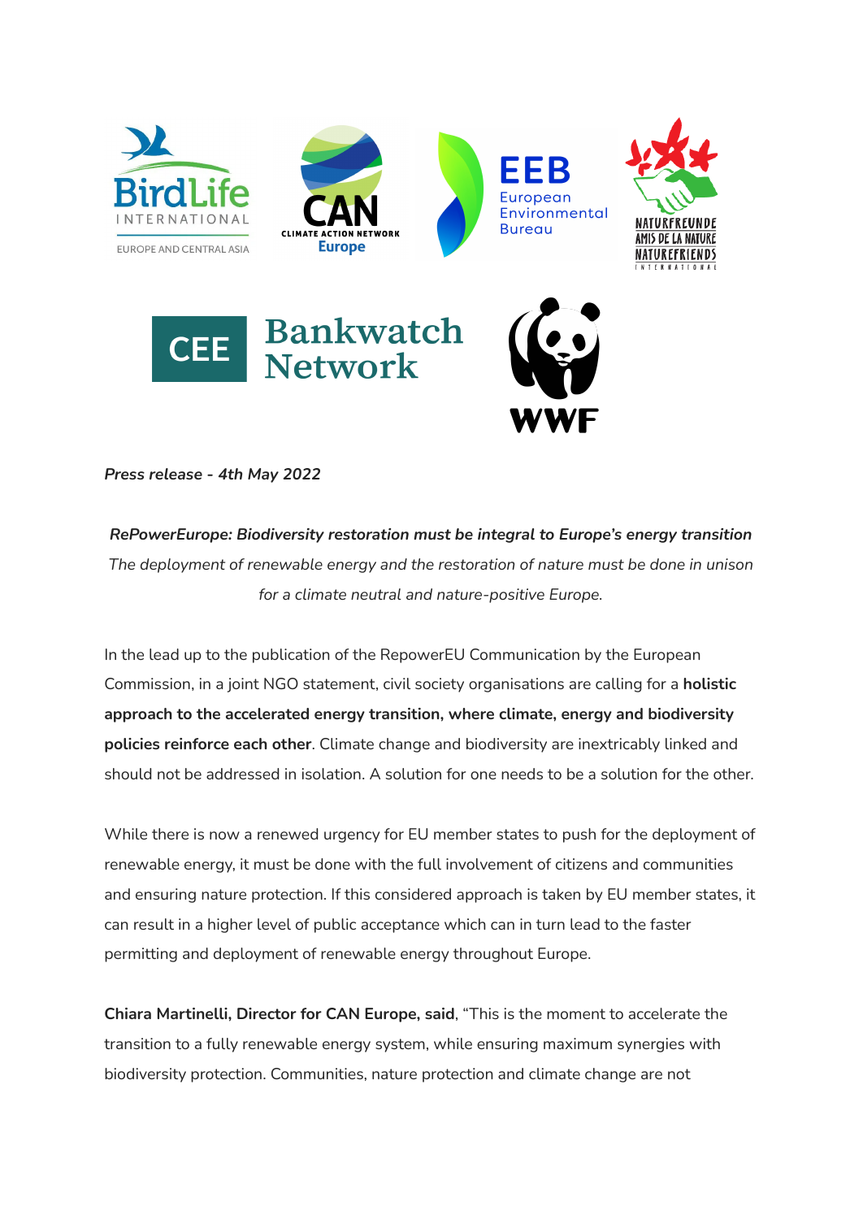*Press release - 4th May 2022*

***RePowerEurope: Biodiversity restoration must be integral to Europe's energy transition***

*The deployment of renewable energy and the restoration of nature must be done in unison for a climate neutral and nature-positive Europe.*

In the lead up to the publication of the RepowerEU Communication by the European Commission, in a joint NGO statement, civil society organisations are calling for a **holistic approach to the accelerated energy transition, where climate, energy and biodiversity policies reinforce each other**. Climate change and biodiversity are inextricably linked and should not be addressed in isolation. A solution for one needs to be a solution for the other.

While there is now a renewed urgency for EU member states to push for the deployment of renewable energy, it must be done with the full involvement of citizens and communities and ensuring nature protection. If this considered approach is taken by EU member states, it can result in a higher level of public acceptance which can in turn lead to the faster permitting and deployment of renewable energy throughout Europe.

**Chiara Martinelli, Director for CAN Europe, said**, "This is the moment to accelerate the transition to a fully renewable energy system, while ensuring maximum synergies with biodiversity protection. Communities, nature protection and climate change are not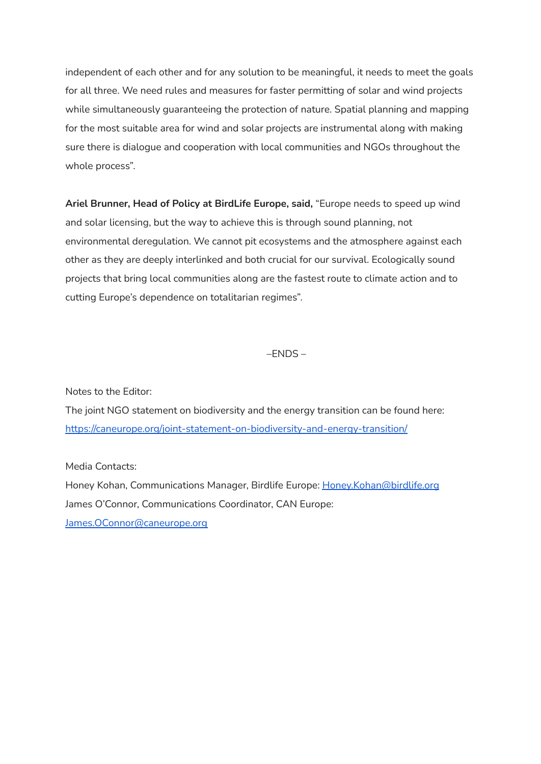independent of each other and for any solution to be meaningful, it needs to meet the goals for all three. We need rules and measures for faster permitting of solar and wind projects while simultaneously guaranteeing the protection of nature. Spatial planning and mapping for the most suitable area for wind and solar projects are instrumental along with making sure there is dialogue and cooperation with local communities and NGOs throughout the whole process".

**Ariel Brunner, Head of Policy at BirdLife Europe, said,** "Europe needs to speed up wind and solar licensing, but the way to achieve this is through sound planning, not environmental deregulation. We cannot pit ecosystems and the atmosphere against each other as they are deeply interlinked and both crucial for our survival. Ecologically sound projects that bring local communities along are the fastest route to climate action and to cutting Europe's dependence on totalitarian regimes".

–ENDS –

Notes to the Editor:

The joint NGO statement on biodiversity and the energy transition can be found here: [https://caneurope.org/joint-statement-on-biodiversity-and-energy-transition/](https://caneurope.org/joint-statement-on-biodiversity-and-energy-transition/)

Media Contacts:

Honey Kohan, Communications Manager, Birdlife Europe: [Honey.Kohan@birdlife.org](mailto:Honey.Kohan@birdlife.org)

James O'Connor, Communications Coordinator, CAN Europe: [James.OConnor@caneurope.org](mailto:James.OConnor@caneurope.org)